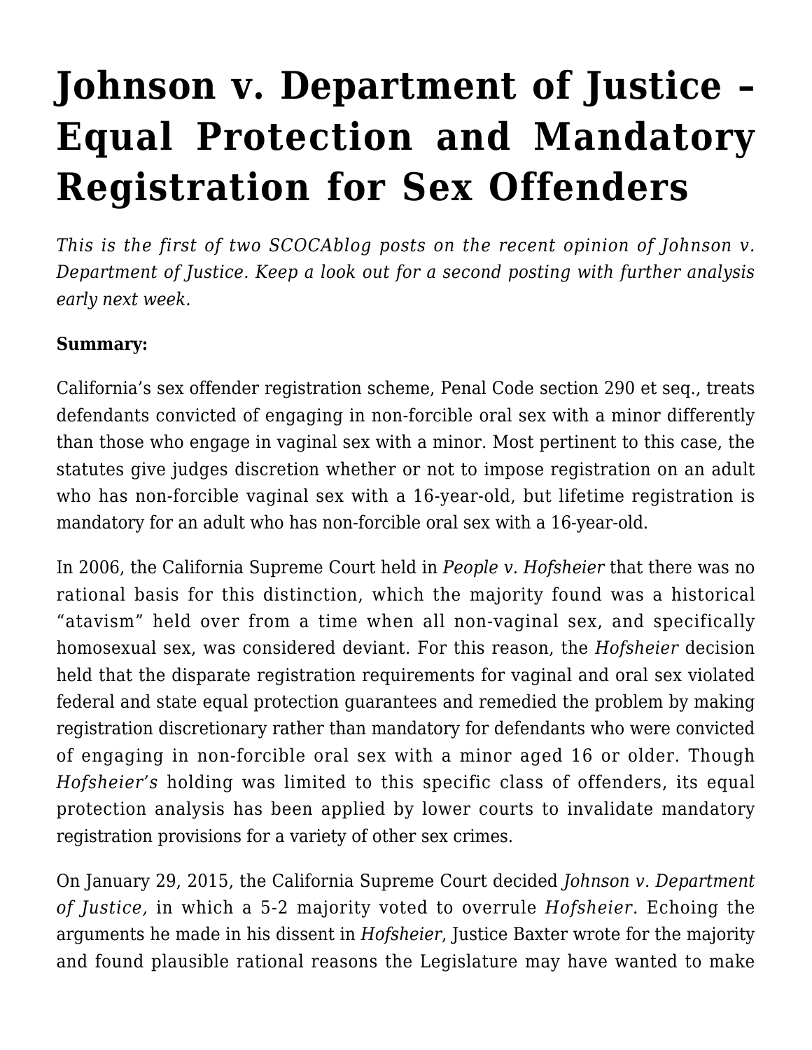# Johnson v. Department of Justice – Equal Protection and Mandatory Registration for Sex Offenders

*This is the first of two SCOCAblog posts on the recent opinion of Johnson v. Department of Justice. Keep a look out for a second posting with further analysis early next week.*

**Summary:**

California's sex offender registration scheme, Penal Code section 290 et seq., treats defendants convicted of engaging in non-forcible oral sex with a minor differently than those who engage in vaginal sex with a minor. Most pertinent to this case, the statutes give judges discretion whether or not to impose registration on an adult who has non-forcible vaginal sex with a 16-year-old, but lifetime registration is mandatory for an adult who has non-forcible oral sex with a 16-year-old.

In 2006, the California Supreme Court held in *People v. Hofsheier* that there was no rational basis for this distinction, which the majority found was a historical "atavism" held over from a time when all non-vaginal sex, and specifically homosexual sex, was considered deviant. For this reason, the *Hofsheier* decision held that the disparate registration requirements for vaginal and oral sex violated federal and state equal protection guarantees and remedied the problem by making registration discretionary rather than mandatory for defendants who were convicted of engaging in non-forcible oral sex with a minor aged 16 or older. Though *Hofsheier's* holding was limited to this specific class of offenders, its equal protection analysis has been applied by lower courts to invalidate mandatory registration provisions for a variety of other sex crimes.

On January 29, 2015, the California Supreme Court decided *Johnson v. Department of Justice,* in which a 5-2 majority voted to overrule *Hofsheier*. Echoing the arguments he made in his dissent in *Hofsheier*, Justice Baxter wrote for the majority and found plausible rational reasons the Legislature may have wanted to make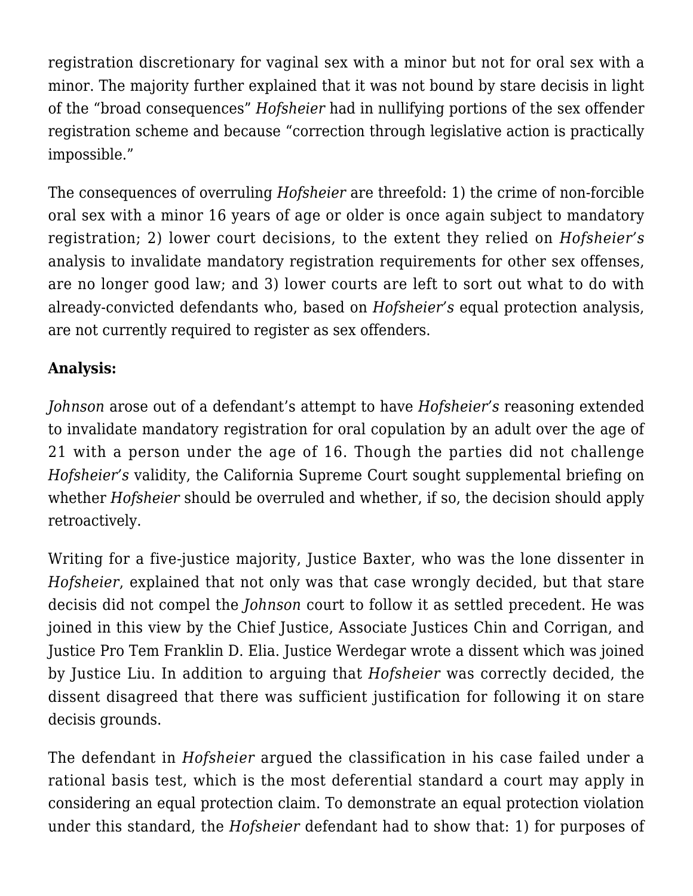registration discretionary for vaginal sex with a minor but not for oral sex with a minor. The majority further explained that it was not bound by stare decisis in light of the "broad consequences" *Hofsheier* had in nullifying portions of the sex offender registration scheme and because "correction through legislative action is practically impossible."

The consequences of overruling *Hofsheier* are threefold: 1) the crime of non-forcible oral sex with a minor 16 years of age or older is once again subject to mandatory registration; 2) lower court decisions, to the extent they relied on *Hofsheier's* analysis to invalidate mandatory registration requirements for other sex offenses, are no longer good law; and 3) lower courts are left to sort out what to do with already-convicted defendants who, based on *Hofsheier's* equal protection analysis, are not currently required to register as sex offenders.

**Analysis:**

*Johnson* arose out of a defendant's attempt to have *Hofsheier's* reasoning extended to invalidate mandatory registration for oral copulation by an adult over the age of 21 with a person under the age of 16. Though the parties did not challenge *Hofsheier's* validity, the California Supreme Court sought supplemental briefing on whether *Hofsheier* should be overruled and whether, if so, the decision should apply retroactively.

Writing for a five-justice majority, Justice Baxter, who was the lone dissenter in *Hofsheier*, explained that not only was that case wrongly decided, but that stare decisis did not compel the *Johnson* court to follow it as settled precedent. He was joined in this view by the Chief Justice, Associate Justices Chin and Corrigan, and Justice Pro Tem Franklin D. Elia. Justice Werdegar wrote a dissent which was joined by Justice Liu. In addition to arguing that *Hofsheier* was correctly decided, the dissent disagreed that there was sufficient justification for following it on stare decisis grounds.

The defendant in *Hofsheier* argued the classification in his case failed under a rational basis test, which is the most deferential standard a court may apply in considering an equal protection claim. To demonstrate an equal protection violation under this standard, the *Hofsheier* defendant had to show that: 1) for purposes of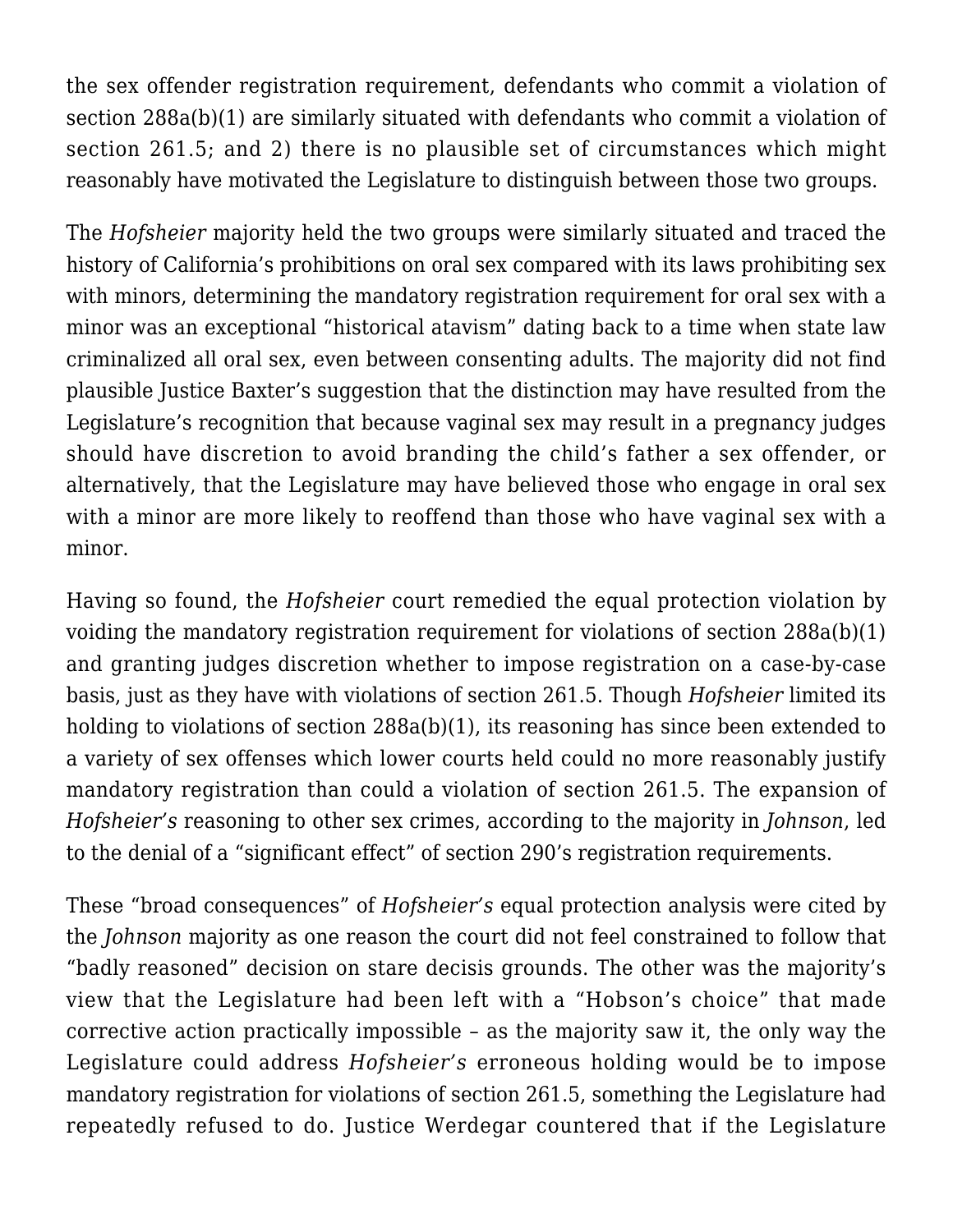the sex offender registration requirement, defendants who commit a violation of section 288a(b)(1) are similarly situated with defendants who commit a violation of section 261.5; and 2) there is no plausible set of circumstances which might reasonably have motivated the Legislature to distinguish between those two groups.

The *Hofsheier* majority held the two groups were similarly situated and traced the history of California's prohibitions on oral sex compared with its laws prohibiting sex with minors, determining the mandatory registration requirement for oral sex with a minor was an exceptional "historical atavism" dating back to a time when state law criminalized all oral sex, even between consenting adults. The majority did not find plausible Justice Baxter's suggestion that the distinction may have resulted from the Legislature's recognition that because vaginal sex may result in a pregnancy judges should have discretion to avoid branding the child's father a sex offender, or alternatively, that the Legislature may have believed those who engage in oral sex with a minor are more likely to reoffend than those who have vaginal sex with a minor.

Having so found, the *Hofsheier* court remedied the equal protection violation by voiding the mandatory registration requirement for violations of section 288a(b)(1) and granting judges discretion whether to impose registration on a case-by-case basis, just as they have with violations of section 261.5. Though *Hofsheier* limited its holding to violations of section 288a(b)(1), its reasoning has since been extended to a variety of sex offenses which lower courts held could no more reasonably justify mandatory registration than could a violation of section 261.5. The expansion of *Hofsheier's* reasoning to other sex crimes, according to the majority in *Johnson*, led to the denial of a "significant effect" of section 290's registration requirements.

These "broad consequences" of *Hofsheier's* equal protection analysis were cited by the *Johnson* majority as one reason the court did not feel constrained to follow that "badly reasoned" decision on stare decisis grounds. The other was the majority's view that the Legislature had been left with a "Hobson's choice" that made corrective action practically impossible – as the majority saw it, the only way the Legislature could address *Hofsheier's* erroneous holding would be to impose mandatory registration for violations of section 261.5, something the Legislature had repeatedly refused to do. Justice Werdegar countered that if the Legislature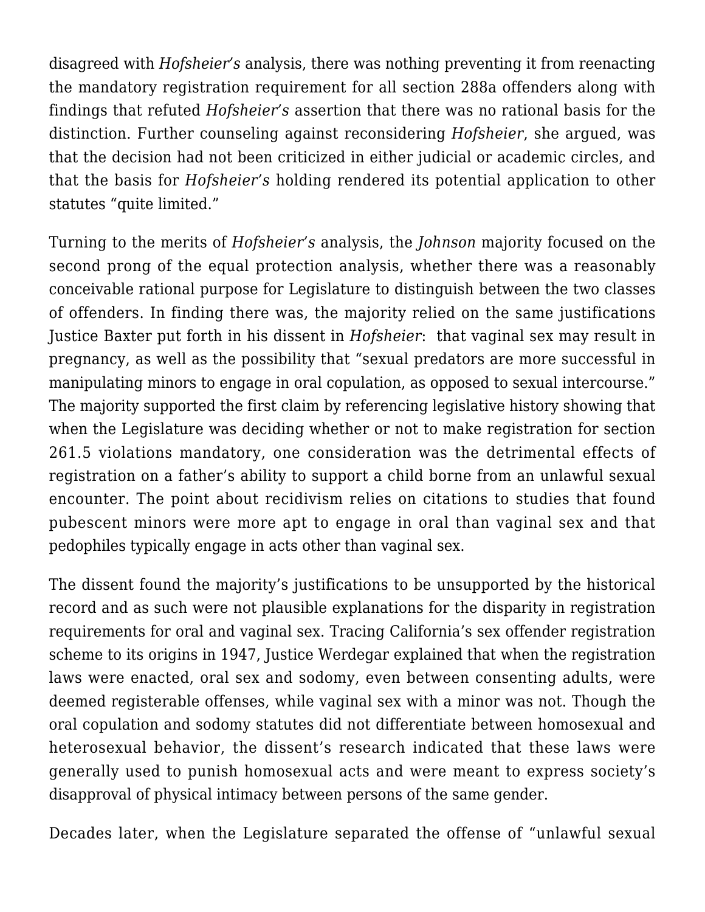disagreed with *Hofsheier's* analysis, there was nothing preventing it from reenacting the mandatory registration requirement for all section 288a offenders along with findings that refuted *Hofsheier's* assertion that there was no rational basis for the distinction. Further counseling against reconsidering *Hofsheier*, she argued, was that the decision had not been criticized in either judicial or academic circles, and that the basis for *Hofsheier's* holding rendered its potential application to other statutes "quite limited."

Turning to the merits of *Hofsheier's* analysis, the *Johnson* majority focused on the second prong of the equal protection analysis, whether there was a reasonably conceivable rational purpose for Legislature to distinguish between the two classes of offenders. In finding there was, the majority relied on the same justifications Justice Baxter put forth in his dissent in *Hofsheier*: that vaginal sex may result in pregnancy, as well as the possibility that "sexual predators are more successful in manipulating minors to engage in oral copulation, as opposed to sexual intercourse." The majority supported the first claim by referencing legislative history showing that when the Legislature was deciding whether or not to make registration for section 261.5 violations mandatory, one consideration was the detrimental effects of registration on a father's ability to support a child borne from an unlawful sexual encounter. The point about recidivism relies on citations to studies that found pubescent minors were more apt to engage in oral than vaginal sex and that pedophiles typically engage in acts other than vaginal sex.

The dissent found the majority's justifications to be unsupported by the historical record and as such were not plausible explanations for the disparity in registration requirements for oral and vaginal sex. Tracing California's sex offender registration scheme to its origins in 1947, Justice Werdegar explained that when the registration laws were enacted, oral sex and sodomy, even between consenting adults, were deemed registerable offenses, while vaginal sex with a minor was not. Though the oral copulation and sodomy statutes did not differentiate between homosexual and heterosexual behavior, the dissent's research indicated that these laws were generally used to punish homosexual acts and were meant to express society's disapproval of physical intimacy between persons of the same gender.

Decades later, when the Legislature separated the offense of "unlawful sexual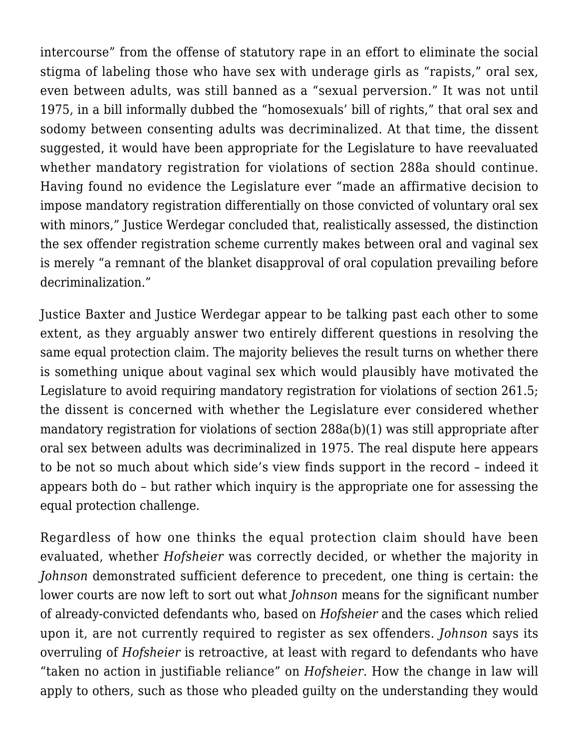intercourse" from the offense of statutory rape in an effort to eliminate the social stigma of labeling those who have sex with underage girls as "rapists," oral sex, even between adults, was still banned as a "sexual perversion." It was not until 1975, in a bill informally dubbed the "homosexuals' bill of rights," that oral sex and sodomy between consenting adults was decriminalized. At that time, the dissent suggested, it would have been appropriate for the Legislature to have reevaluated whether mandatory registration for violations of section 288a should continue. Having found no evidence the Legislature ever "made an affirmative decision to impose mandatory registration differentially on those convicted of voluntary oral sex with minors," Justice Werdegar concluded that, realistically assessed, the distinction the sex offender registration scheme currently makes between oral and vaginal sex is merely "a remnant of the blanket disapproval of oral copulation prevailing before decriminalization."

Justice Baxter and Justice Werdegar appear to be talking past each other to some extent, as they arguably answer two entirely different questions in resolving the same equal protection claim. The majority believes the result turns on whether there is something unique about vaginal sex which would plausibly have motivated the Legislature to avoid requiring mandatory registration for violations of section 261.5; the dissent is concerned with whether the Legislature ever considered whether mandatory registration for violations of section 288a(b)(1) was still appropriate after oral sex between adults was decriminalized in 1975. The real dispute here appears to be not so much about which side's view finds support in the record – indeed it appears both do – but rather which inquiry is the appropriate one for assessing the equal protection challenge.

Regardless of how one thinks the equal protection claim should have been evaluated, whether *Hofsheier* was correctly decided, or whether the majority in *Johnson* demonstrated sufficient deference to precedent, one thing is certain: the lower courts are now left to sort out what *Johnson* means for the significant number of already-convicted defendants who, based on *Hofsheier* and the cases which relied upon it, are not currently required to register as sex offenders. *Johnson* says its overruling of *Hofsheier* is retroactive, at least with regard to defendants who have "taken no action in justifiable reliance" on *Hofsheier*. How the change in law will apply to others, such as those who pleaded guilty on the understanding they would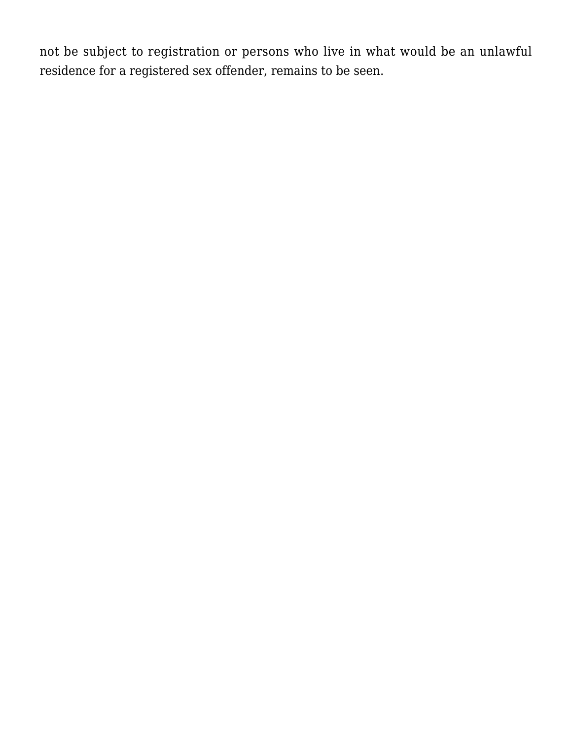not be subject to registration or persons who live in what would be an unlawful residence for a registered sex offender, remains to be seen.